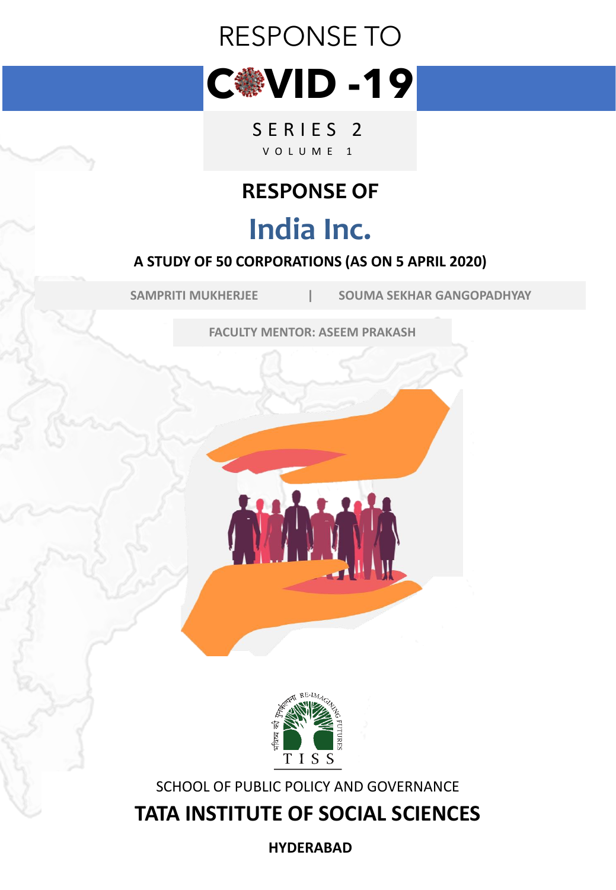RESPONSE TO

# COVID -19

SERIES 2

VOLUME 1

## RESPONSE OF

# India Inc.

**A STUDY OF 50 CORPORATIONS (AS ON 5 APRIL 2020)**

SAMPRITI MUKHERJEE | SOUMA SEKHAR GANGOPADHYAY

FACULTY MENTOR: ASEEM PRAKASH

SCHOOL OF PUBLIC POLICY AND GOVERNANCE

**TATA INSTITUTE OF SOCIAL SCIENCES**

**HYDERABAD**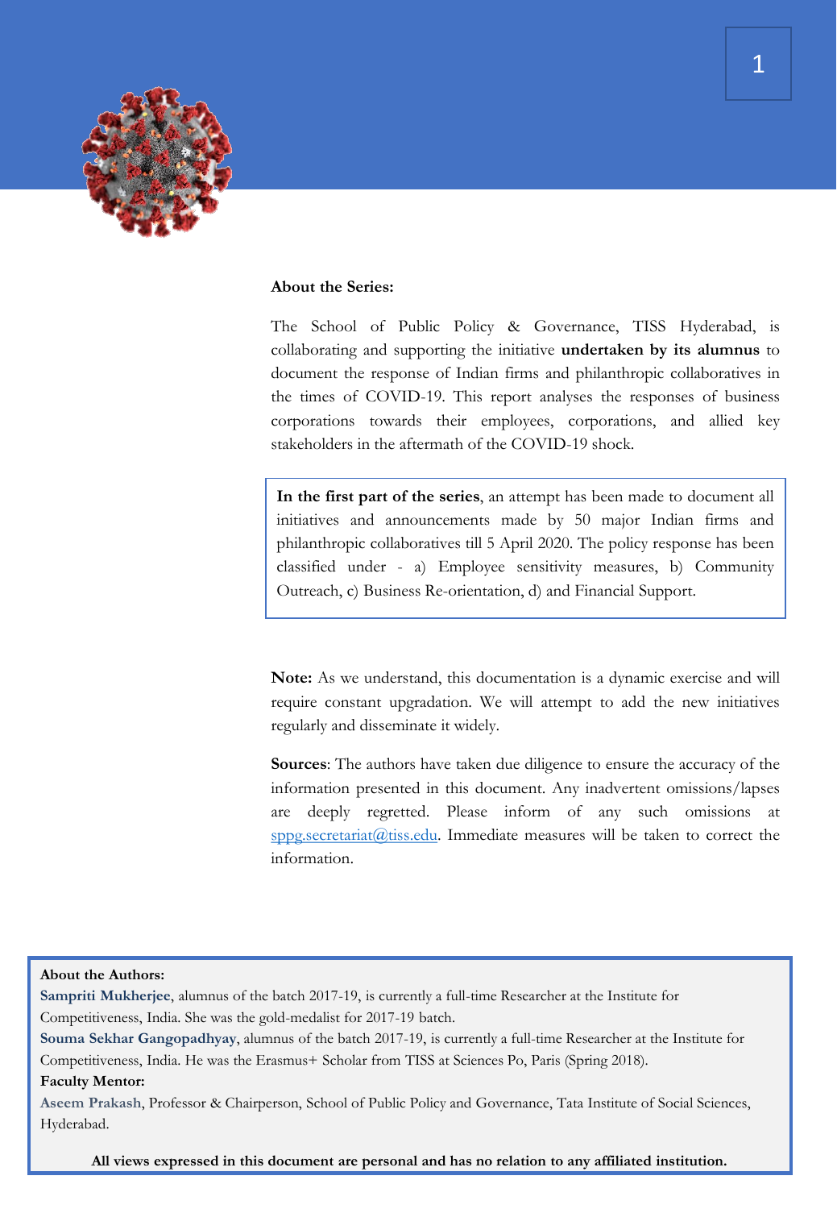**About the Series:**

The School of Public Policy & Governance, TISS Hyderabad, is collaborating and supporting the initiative **undertaken by its alumnus** to document the response of Indian firms and philanthropic collaboratives in the times of COVID-19. This report analyses the responses of business corporations towards their employees, corporations, and allied key stakeholders in the aftermath of the COVID-19 shock.

**In the first part of the series**, an attempt has been made to document all initiatives and announcements made by 50 major Indian firms and philanthropic collaboratives till 5 April 2020. The policy response has been classified under - a) Employee sensitivity measures, b) Community Outreach, c) Business Re-orientation, d) and Financial Support.

**Note:** As we understand, this documentation is a dynamic exercise and will require constant upgradation. We will attempt to add the new initiatives regularly and disseminate it widely.

**Sources**: The authors have taken due diligence to ensure the accuracy of the information presented in this document. Any inadvertent omissions/lapses are deeply regretted. Please inform of any such omissions at sppg.secretariat@tiss.edu. Immediate measures will be taken to correct the information.

**About the Authors:**

**Sampriti Mukherjee**, alumnus of the batch 2017-19, is currently a full-time Researcher at the Institute for Competitiveness, India. She was the gold-medalist for 2017-19 batch.

**Souma Sekhar Gangopadhyay**, alumnus of the batch 2017-19, is currently a full-time Researcher at the Institute for Competitiveness, India. He was the Erasmus+ Scholar from TISS at Sciences Po, Paris (Spring 2018).

**Faculty Mentor:**

**Aseem Prakash**, Professor & Chairperson, School of Public Policy and Governance, Tata Institute of Social Sciences, Hyderabad.

**All views expressed in this document are personal and has no relation to any affiliated institution.**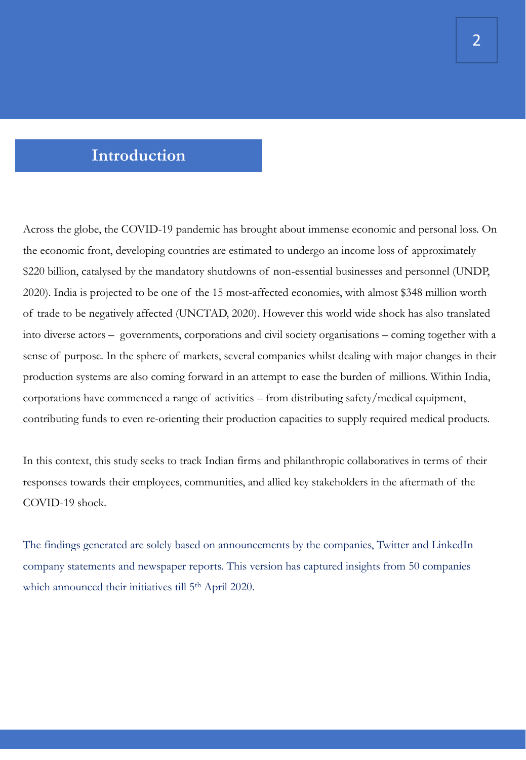## Introduction

Across the globe, the COVID-19 pandemic has brought about immense economic and personal loss. On the economic front, developing countries are estimated to undergo an income loss of approximately $220 billion, catalysed by the mandatory shutdowns of non-essential businesses and personnel (UNDP, 2020). India is projected to be one of the 15 most-affected economies, with almost $348 million worth of trade to be negatively affected (UNCTAD, 2020). However this world wide shock has also translated into diverse actors – governments, corporations and civil society organisations – coming together with a sense of purpose. In the sphere of markets, several companies whilst dealing with major changes in their production systems are also coming forward in an attempt to ease the burden of millions. Within India, corporations have commenced a range of activities – from distributing safety/medical equipment, contributing funds to even re-orienting their production capacities to supply required medical products.

In this context, this study seeks to track Indian firms and philanthropic collaboratives in terms of their responses towards their employees, communities, and allied key stakeholders in the aftermath of the COVID-19 shock.

The findings generated are solely based on announcements by the companies, Twitter and LinkedIn company statements and newspaper reports. This version has captured insights from 50 companies which announced their initiatives till 5th April 2020.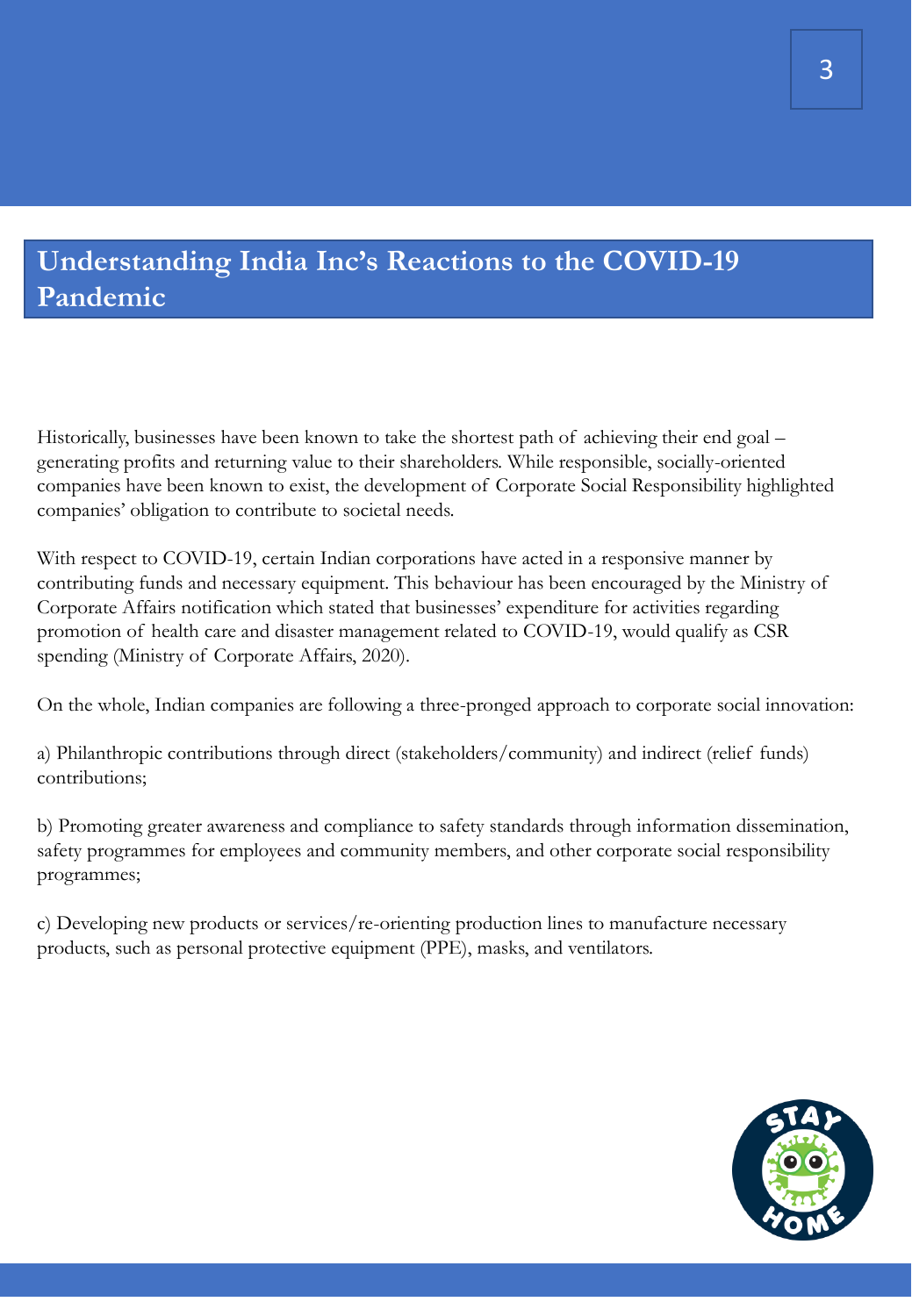## Understanding India Inc's Reactions to the COVID-19 Pandemic

Historically, businesses have been known to take the shortest path of achieving their end goal – generating profits and returning value to their shareholders. While responsible, socially-oriented companies have been known to exist, the development of Corporate Social Responsibility highlighted companies' obligation to contribute to societal needs.

With respect to COVID-19, certain Indian corporations have acted in a responsive manner by contributing funds and necessary equipment. This behaviour has been encouraged by the Ministry of Corporate Affairs notification which stated that businesses' expenditure for activities regarding promotion of health care and disaster management related to COVID-19, would qualify as CSR spending (Ministry of Corporate Affairs, 2020).

On the whole, Indian companies are following a three-pronged approach to corporate social innovation:

a) Philanthropic contributions through direct (stakeholders/community) and indirect (relief funds) contributions;

b) Promoting greater awareness and compliance to safety standards through information dissemination, safety programmes for employees and community members, and other corporate social responsibility programmes;

c) Developing new products or services/re-orienting production lines to manufacture necessary products, such as personal protective equipment (PPE), masks, and ventilators.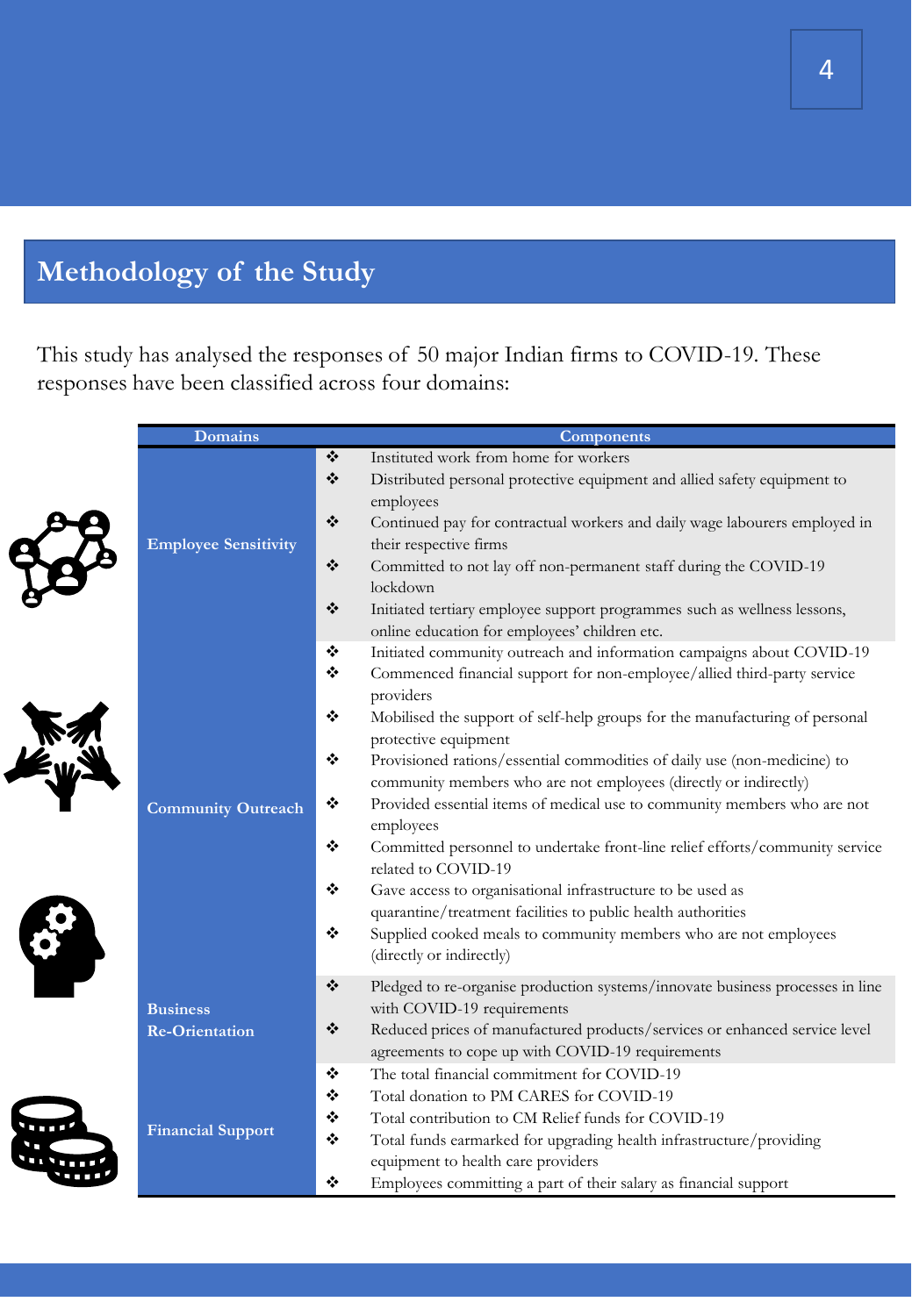## Methodology of the Study

This study has analysed the responses of 50 major Indian firms to COVID-19. These responses have been classified across four domains:

| Domains | Components |
|---|---|
| **Employee Sensitivity** | ❖ Instituted work from home for workers<br>❖ Distributed personal protective equipment and allied safety equipment to employees<br>❖ Continued pay for contractual workers and daily wage labourers employed in their respective firms<br>❖ Committed to not lay off non-permanent staff during the COVID-19 lockdown<br>❖ Initiated tertiary employee support programmes such as wellness lessons, online education for employees' children etc. |
| **Community Outreach** | ❖ Initiated community outreach and information campaigns about COVID-19<br>❖ Commenced financial support for non-employee/allied third-party service providers<br>❖ Mobilised the support of self-help groups for the manufacturing of personal protective equipment<br>❖ Provisioned rations/essential commodities of daily use (non-medicine) to community members who are not employees (directly or indirectly)<br>❖ Provided essential items of medical use to community members who are not employees<br>❖ Committed personnel to undertake front-line relief efforts/community service related to COVID-19<br>❖ Gave access to organisational infrastructure to be used as quarantine/treatment facilities to public health authorities<br>❖ Supplied cooked meals to community members who are not employees (directly or indirectly) |
| **Business Re-Orientation** | ❖ Pledged to re-organise production systems/innovate business processes in line with COVID-19 requirements<br>❖ Reduced prices of manufactured products/services or enhanced service level agreements to cope up with COVID-19 requirements |
| **Financial Support** | ❖ The total financial commitment for COVID-19<br>❖ Total donation to PM CARES for COVID-19<br>❖ Total contribution to CM Relief funds for COVID-19<br>❖ Total funds earmarked for upgrading health infrastructure/providing equipment to health care providers<br>❖ Employees committing a part of their salary as financial support |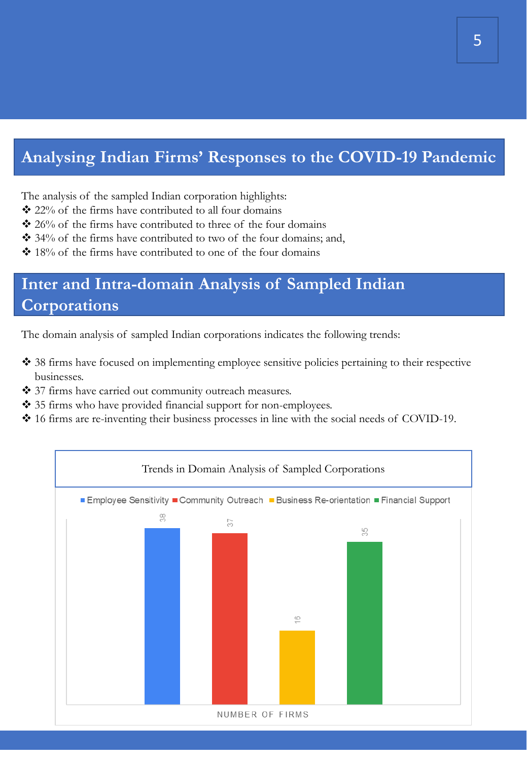## Analysing Indian Firms' Responses to the COVID-19 Pandemic

The analysis of the sampled Indian corporation highlights:

- ❖ 22% of the firms have contributed to all four domains
- ❖ 26% of the firms have contributed to three of the four domains
- ❖ 34% of the firms have contributed to two of the four domains; and,
- ❖ 18% of the firms have contributed to one of the four domains

## Inter and Intra-domain Analysis of Sampled Indian Corporations

The domain analysis of sampled Indian corporations indicates the following trends:

- ❖ 38 firms have focused on implementing employee sensitive policies pertaining to their respective businesses.
- ❖ 37 firms have carried out community outreach measures.
- ❖ 35 firms who have provided financial support for non-employees.
- ❖ 16 firms are re-inventing their business processes in line with the social needs of COVID-19.

Trends in Domain Analysis of Sampled Corporations

| Domain | Number of Firms |
|---|---|
| Employee Sensitivity | 38 |
| Community Outreach | 37 |
| Business Re-orientation | 16 |
| Financial Support | 35 |

NUMBER OF FIRMS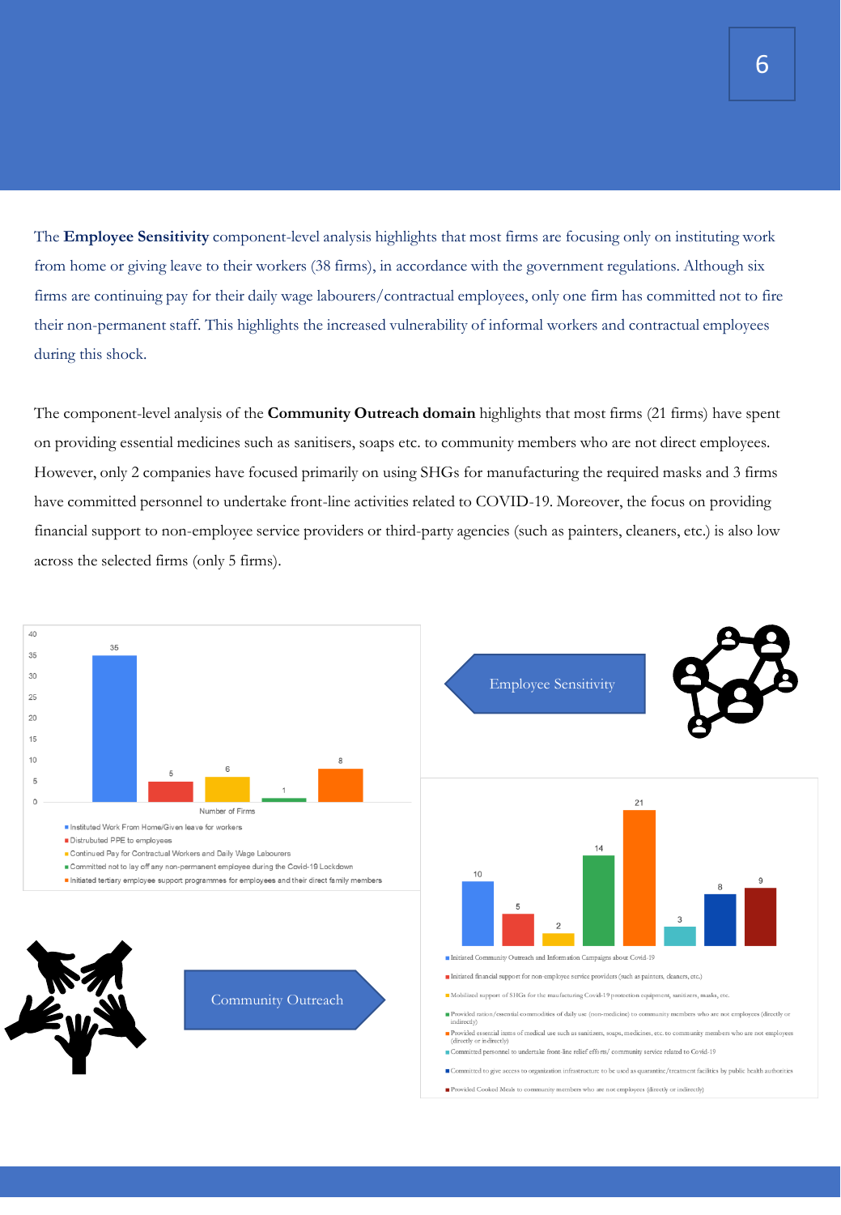The **Employee Sensitivity** component-level analysis highlights that most firms are focusing only on instituting work from home or giving leave to their workers (38 firms), in accordance with the government regulations. Although six firms are continuing pay for their daily wage labourers/contractual employees, only one firm has committed not to fire their non-permanent staff. This highlights the increased vulnerability of informal workers and contractual employees during this shock.

The component-level analysis of the **Community Outreach domain** highlights that most firms (21 firms) have spent on providing essential medicines such as sanitisers, soaps etc. to community members who are not direct employees. However, only 2 companies have focused primarily on using SHGs for manufacturing the required masks and 3 firms have committed personnel to undertake front-line activities related to COVID-19. Moreover, the focus on providing financial support to non-employee service providers or third-party agencies (such as painters, cleaners, etc.) is also low across the selected firms (only 5 firms).

Employee Sensitivity

| Number of Firms | |
|---|---|
| Instituted Work From Home/Given leave for workers | 35 |
| Distrubuted PPE to employees | 5 |
| Continued Pay for Contractual Workers and Daily Wage Labourers | 6 |
| Committed not to lay off any non-permanent employee during the Covid-19 Lockdown | 1 |
| Initiated tertiary employee support programmes for employees and their direct family members | 8 |

Community Outreach

| Component | Number of Firms |
|---|---|
| Initiated Community Outreach and Information Campaigns about Covid-19 | 10 |
| Initiated financial support for non-employee service providers (such as painters, cleaners, etc.) | 5 |
| Mobilized support of SHGs for the maufacturing Covid-19 protection equipment, sanitizers, masks, etc. | 2 |
| Provided ration/essential commodities of daily use (non-medicine) to community members who are not employees (directly or indirectly) | 14 |
| Provided essential items of medical use such as sanitizers, soaps, medicines, etc. to community members who are not employees (directly or indirectly) | 21 |
| Committed personnel to undertake front-line relief efforts/ community service related to Covid-19 | 3 |
| Committed to give access to organization infrastructure to be used as quarantine/treatment facilities by public health authorities | 8 |
| Provided Cooked Meals to community members who are not employees (directly or indirectly) | 9 |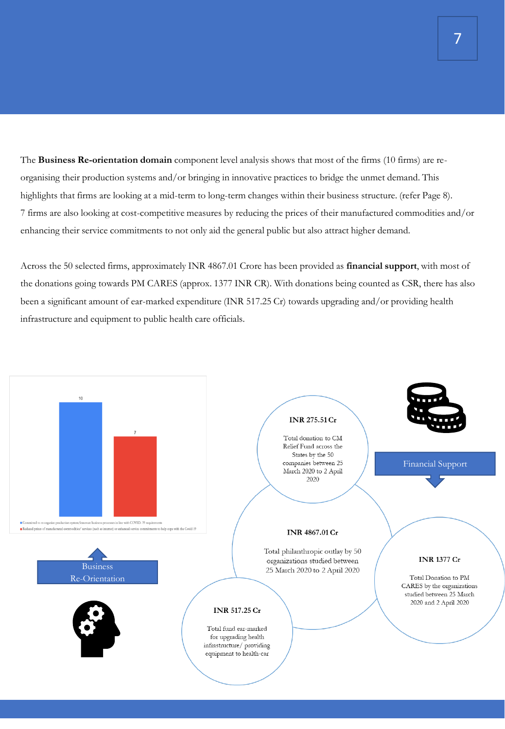The **Business Re-orientation domain** component level analysis shows that most of the firms (10 firms) are re-organising their production systems and/or bringing in innovative practices to bridge the unmet demand. This highlights that firms are looking at a mid-term to long-term changes within their business structure. (refer Page 8). 7 firms are also looking at cost-competitive measures by reducing the prices of their manufactured commodities and/or enhancing their service commitments to not only aid the general public but also attract higher demand.

Across the 50 selected firms, approximately INR 4867.01 Crore has been provided as **financial support**, with most of the donations going towards PM CARES (approx. 1377 INR CR). With donations being counted as CSR, there has also been a significant amount of ear-marked expenditure (INR 517.25 Cr) towards upgrading and/or providing health infrastructure and equipment to public health care officials.

10

7

- Committed to re-organize production system/innovate business processes in line with COVID- 19 requirements
- Reduced prices of manufactured commodities/ services (such as internet) or enhanced service commitments to help cope with the Covid-19

Business Re-Orientation

**INR 275.51 Cr**

Total donation to CM Relief Fund across the States by the 50 companies between 25 March 2020 to 2 April 2020

Financial Support

**INR 4867.01 Cr**

Total philanthropic outlay by 50 organizations studied between 25 March 2020 to 2 April 2020

**INR 1377 Cr**

Total Donation to PM CARES by the organizations studied between 25 March 2020 and 2 April 2020

**INR 517.25 Cr**

Total fund ear-marked for upgrading health infrastructure/ providing equipment to health-car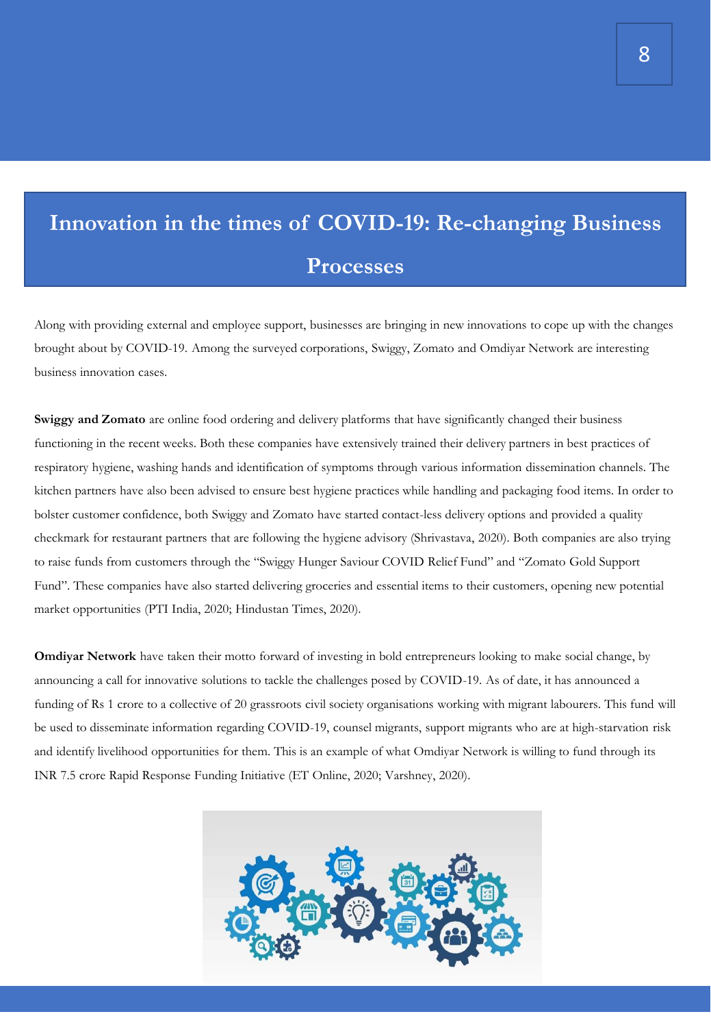# Innovation in the times of COVID-19: Re-changing Business Processes

Along with providing external and employee support, businesses are bringing in new innovations to cope up with the changes brought about by COVID-19. Among the surveyed corporations, Swiggy, Zomato and Omdiyar Network are interesting business innovation cases.

**Swiggy and Zomato** are online food ordering and delivery platforms that have significantly changed their business functioning in the recent weeks. Both these companies have extensively trained their delivery partners in best practices of respiratory hygiene, washing hands and identification of symptoms through various information dissemination channels. The kitchen partners have also been advised to ensure best hygiene practices while handling and packaging food items. In order to bolster customer confidence, both Swiggy and Zomato have started contact-less delivery options and provided a quality checkmark for restaurant partners that are following the hygiene advisory (Shrivastava, 2020). Both companies are also trying to raise funds from customers through the "Swiggy Hunger Saviour COVID Relief Fund" and "Zomato Gold Support Fund". These companies have also started delivering groceries and essential items to their customers, opening new potential market opportunities (PTI India, 2020; Hindustan Times, 2020).

**Omdiyar Network** have taken their motto forward of investing in bold entrepreneurs looking to make social change, by announcing a call for innovative solutions to tackle the challenges posed by COVID-19. As of date, it has announced a funding of Rs 1 crore to a collective of 20 grassroots civil society organisations working with migrant labourers. This fund will be used to disseminate information regarding COVID-19, counsel migrants, support migrants who are at high-starvation risk and identify livelihood opportunities for them. This is an example of what Omdiyar Network is willing to fund through its INR 7.5 crore Rapid Response Funding Initiative (ET Online, 2020; Varshney, 2020).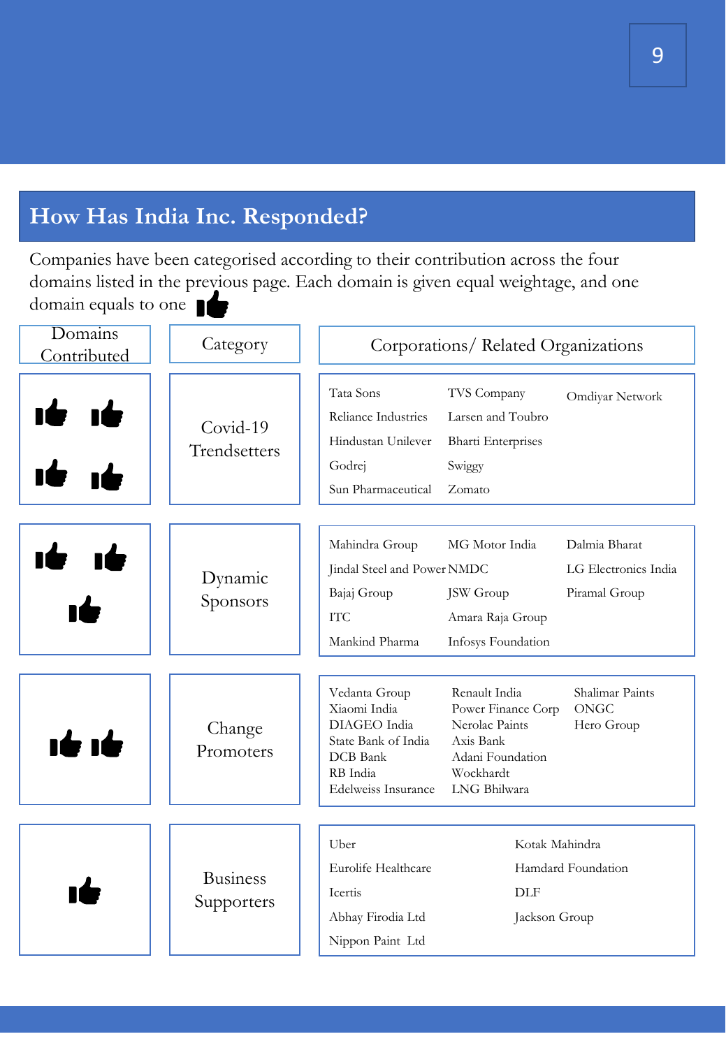## How Has India Inc. Responded?

Companies have been categorised according to their contribution across the four domains listed in the previous page. Each domain is given equal weightage, and one domain equals to one 👍

| Domains Contributed | Category | Corporations/ Related Organizations |
|---|---|---|
| 👍👍👍👍 | Covid-19 Trendsetters | Tata Sons, Reliance Industries, Hindustan Unilever, Godrej, Sun Pharmaceutical, TVS Company, Larsen and Toubro, Bharti Enterprises, Swiggy, Zomato, Omdiyar Network |
| 👍👍👍 | Dynamic Sponsors | Mahindra Group, Jindal Steel and Power, Bajaj Group, ITC, Mankind Pharma, MG Motor India, NMDC, JSW Group, Amara Raja Group, Infosys Foundation, Dalmia Bharat, LG Electronics India, Piramal Group |
| 👍👍 | Change Promoters | Vedanta Group, Xiaomi India, DIAGEO India, State Bank of India, DCB Bank, RB India, Edelweiss Insurance, Renault India, Power Finance Corp, Nerolac Paints, Axis Bank, Adani Foundation, Wockhardt, LNG Bhilwara, Shalimar Paints, ONGC, Hero Group |
| 👍 | Business Supporters | Uber, Eurolife Healthcare, Icertis, Abhay Firodia Ltd, Nippon Paint Ltd, Kotak Mahindra, Hamdard Foundation, DLF, Jackson Group |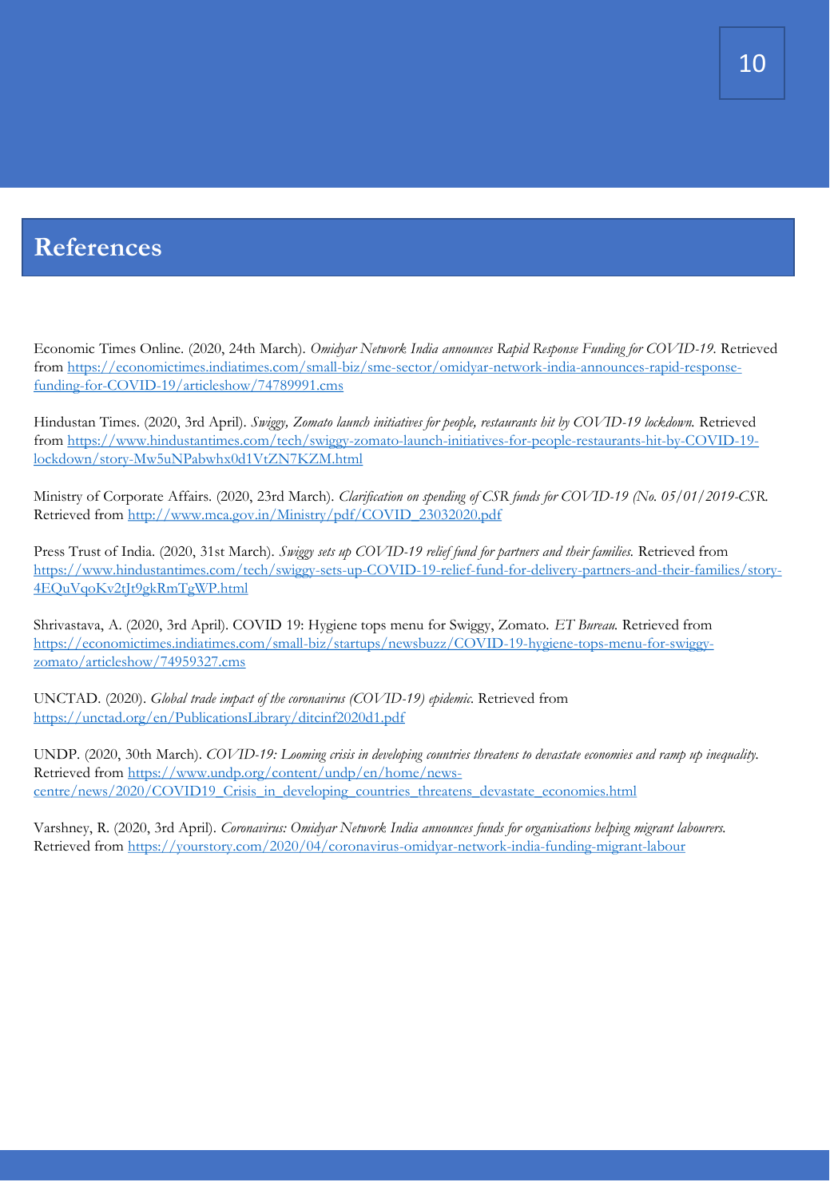## References

Economic Times Online. (2020, 24th March). *Omidyar Network India announces Rapid Response Funding for COVID-19.* Retrieved from https://economictimes.indiatimes.com/small-biz/sme-sector/omidyar-network-india-announces-rapid-response-funding-for-COVID-19/articleshow/74789991.cms

Hindustan Times. (2020, 3rd April). *Swiggy, Zomato launch initiatives for people, restaurants hit by COVID-19 lockdown.* Retrieved from https://www.hindustantimes.com/tech/swiggy-zomato-launch-initiatives-for-people-restaurants-hit-by-COVID-19-lockdown/story-Mw5uNPabwhx0d1VtZN7KZM.html

Ministry of Corporate Affairs. (2020, 23rd March). *Clarification on spending of CSR funds for COVID-19 (No. 05/01/2019-CSR.* Retrieved from http://www.mca.gov.in/Ministry/pdf/COVID_23032020.pdf

Press Trust of India. (2020, 31st March). *Swiggy sets up COVID-19 relief fund for partners and their families.* Retrieved from https://www.hindustantimes.com/tech/swiggy-sets-up-COVID-19-relief-fund-for-delivery-partners-and-their-families/story-4EQuVqoKv2tJt9gkRmTgWP.html

Shrivastava, A. (2020, 3rd April). COVID 19: Hygiene tops menu for Swiggy, Zomato. *ET Bureau.* Retrieved from https://economictimes.indiatimes.com/small-biz/startups/newsbuzz/COVID-19-hygiene-tops-menu-for-swiggy-zomato/articleshow/74959327.cms

UNCTAD. (2020). *Global trade impact of the coronavirus (COVID-19) epidemic.* Retrieved from https://unctad.org/en/PublicationsLibrary/ditcinf2020d1.pdf

UNDP. (2020, 30th March). *COVID-19: Looming crisis in developing countries threatens to devastate economies and ramp up inequality.* Retrieved from https://www.undp.org/content/undp/en/home/news-centre/news/2020/COVID19_Crisis_in_developing_countries_threatens_devastate_economies.html

Varshney, R. (2020, 3rd April). *Coronavirus: Omidyar Network India announces funds for organisations helping migrant labourers.* Retrieved from https://yourstory.com/2020/04/coronavirus-omidyar-network-india-funding-migrant-labour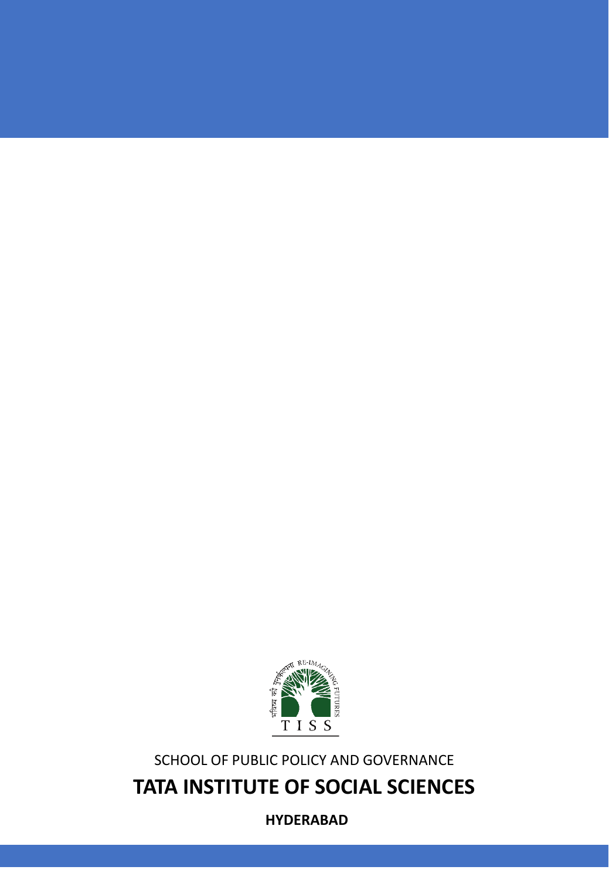SCHOOL OF PUBLIC POLICY AND GOVERNANCE

**TATA INSTITUTE OF SOCIAL SCIENCES**

**HYDERABAD**